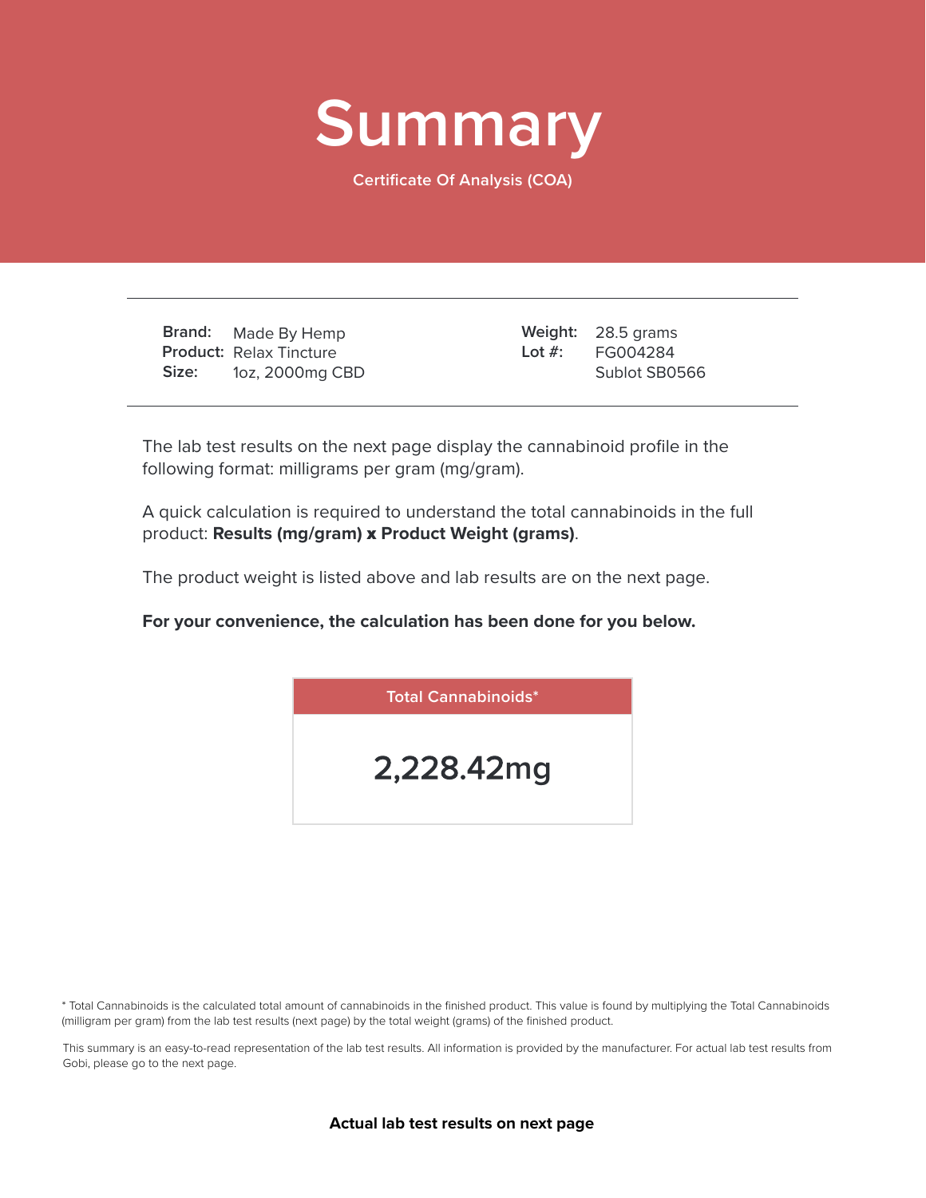# Summary

Certificate Of Analysis (COA)

| | | | |
|---|---|---|---|
| **Brand:** | Made By Hemp | **Weight:** | 28.5 grams |
| **Product:** | Relax Tincture | **Lot #:** | FG004284 |
| **Size:** | 1oz, 2000mg CBD | | Sublot SB0566 |

The lab test results on the next page display the cannabinoid profile in the following format: milligrams per gram (mg/gram).

A quick calculation is required to understand the total cannabinoids in the full product: **Results (mg/gram) x Product Weight (grams)**.

The product weight is listed above and lab results are on the next page.

**For your convenience, the calculation has been done for you below.**

| Total Cannabinoids* |
|---|
| **2,228.42mg** |

* Total Cannabinoids is the calculated total amount of cannabinoids in the finished product. This value is found by multiplying the Total Cannabinoids (milligram per gram) from the lab test results (next page) by the total weight (grams) of the finished product.

This summary is an easy-to-read representation of the lab test results. All information is provided by the manufacturer. For actual lab test results from Gobi, please go to the next page.

**Actual lab test results on next page**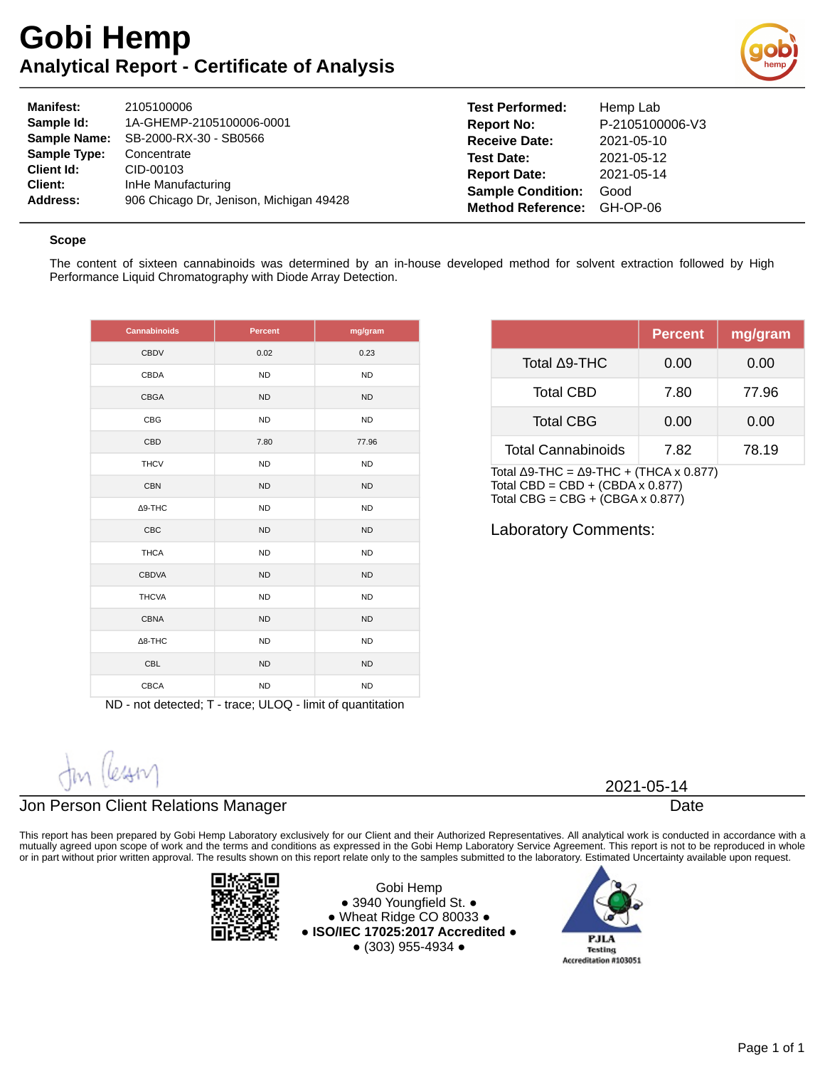# Gobi Hemp

## Analytical Report - Certificate of Analysis

| | | | |
|---|---|---|---|
| **Manifest:** | 2105100006 | **Test Performed:** | Hemp Lab |
| **Sample Id:** | 1A-GHEMP-2105100006-0001 | **Report No:** | P-2105100006-V3 |
| **Sample Name:** | SB-2000-RX-30 - SB0566 | **Receive Date:** | 2021-05-10 |
| **Sample Type:** | Concentrate | **Test Date:** | 2021-05-12 |
| **Client Id:** | CID-00103 | **Report Date:** | 2021-05-14 |
| **Client:** | InHe Manufacturing | **Sample Condition:** | Good |
| **Address:** | 906 Chicago Dr, Jenison, Michigan 49428 | **Method Reference:** | GH-OP-06 |

**Scope**

The content of sixteen cannabinoids was determined by an in-house developed method for solvent extraction followed by High Performance Liquid Chromatography with Diode Array Detection.

| Cannabinoids | Percent | mg/gram |
|---|---|---|
| CBDV | 0.02 | 0.23 |
| CBDA | ND | ND |
| CBGA | ND | ND |
| CBG | ND | ND |
| CBD | 7.80 | 77.96 |
| THCV | ND | ND |
| CBN | ND | ND |
| Δ9-THC | ND | ND |
| CBC | ND | ND |
| THCA | ND | ND |
| CBDVA | ND | ND |
| THCVA | ND | ND |
| CBNA | ND | ND |
| Δ8-THC | ND | ND |
| CBL | ND | ND |
| CBCA | ND | ND |

ND - not detected; T - trace; ULOQ - limit of quantitation

| | Percent | mg/gram |
|---|---|---|
| Total Δ9-THC | 0.00 | 0.00 |
| Total CBD | 7.80 | 77.96 |
| Total CBG | 0.00 | 0.00 |
| Total Cannabinoids | 7.82 | 78.19 |

Total Δ9-THC = Δ9-THC + (THCA x 0.877)
Total CBD = CBD + (CBDA x 0.877)
Total CBG = CBG + (CBGA x 0.877)

Laboratory Comments:

Jon Person Client Relations Manager

2021-05-14
Date

This report has been prepared by Gobi Hemp Laboratory exclusively for our Client and their Authorized Representatives. All analytical work is conducted in accordance with a mutually agreed upon scope of work and the terms and conditions as expressed in the Gobi Hemp Laboratory Service Agreement. This report is not to be reproduced in whole or in part without prior written approval. The results shown on this report relate only to the samples submitted to the laboratory. Estimated Uncertainty available upon request.

Gobi Hemp
● 3940 Youngfield St. ●
● Wheat Ridge CO 80033 ●
● **ISO/IEC 17025:2017 Accredited** ●
● (303) 955-4934 ●

PJLA Testing Accreditation #103051